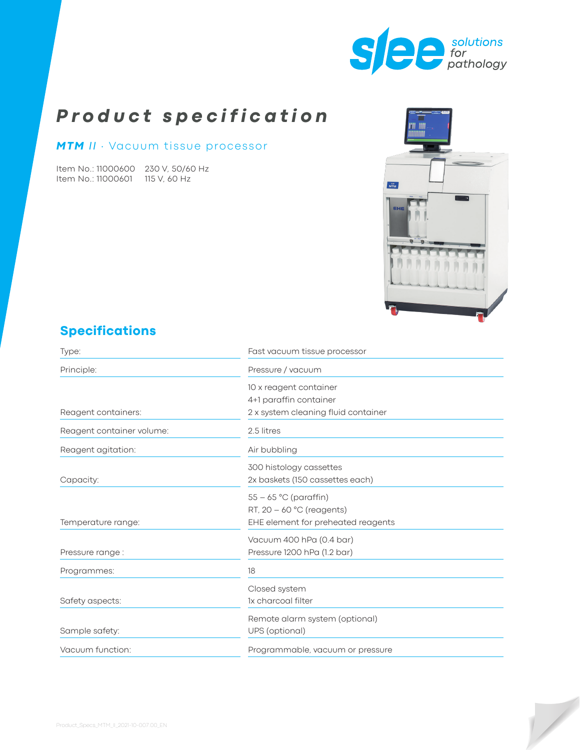# Product specification

## ***MTM II*** · Vacuum tissue processor

Item No.: 11000600 230 V, 50/60 Hz
Item No.: 11000601 115 V, 60 Hz

## Specifications

| | |
|---|---|
| Type: | Fast vacuum tissue processor |
| Principle: | Pressure / vacuum |
| Reagent containers: | 10 x reagent container<br>4+1 paraffin container<br>2 x system cleaning fluid container |
| Reagent container volume: | 2.5 litres |
| Reagent agitation: | Air bubbling |
| Capacity: | 300 histology cassettes<br>2x baskets (150 cassettes each) |
| Temperature range: | 55 – 65 °C (paraffin)<br>RT, 20 – 60 °C (reagents)<br>EHE element for preheated reagents |
| Pressure range : | Vacuum 400 hPa (0.4 bar)<br>Pressure 1200 hPa (1.2 bar) |
| Programmes: | 18 |
| Safety aspects: | Closed system<br>1x charcoal filter |
| Sample safety: | Remote alarm system (optional)<br>UPS (optional) |
| Vacuum function: | Programmable, vacuum or pressure |

Product_Specs_MTM_II_2021-10-007.00_EN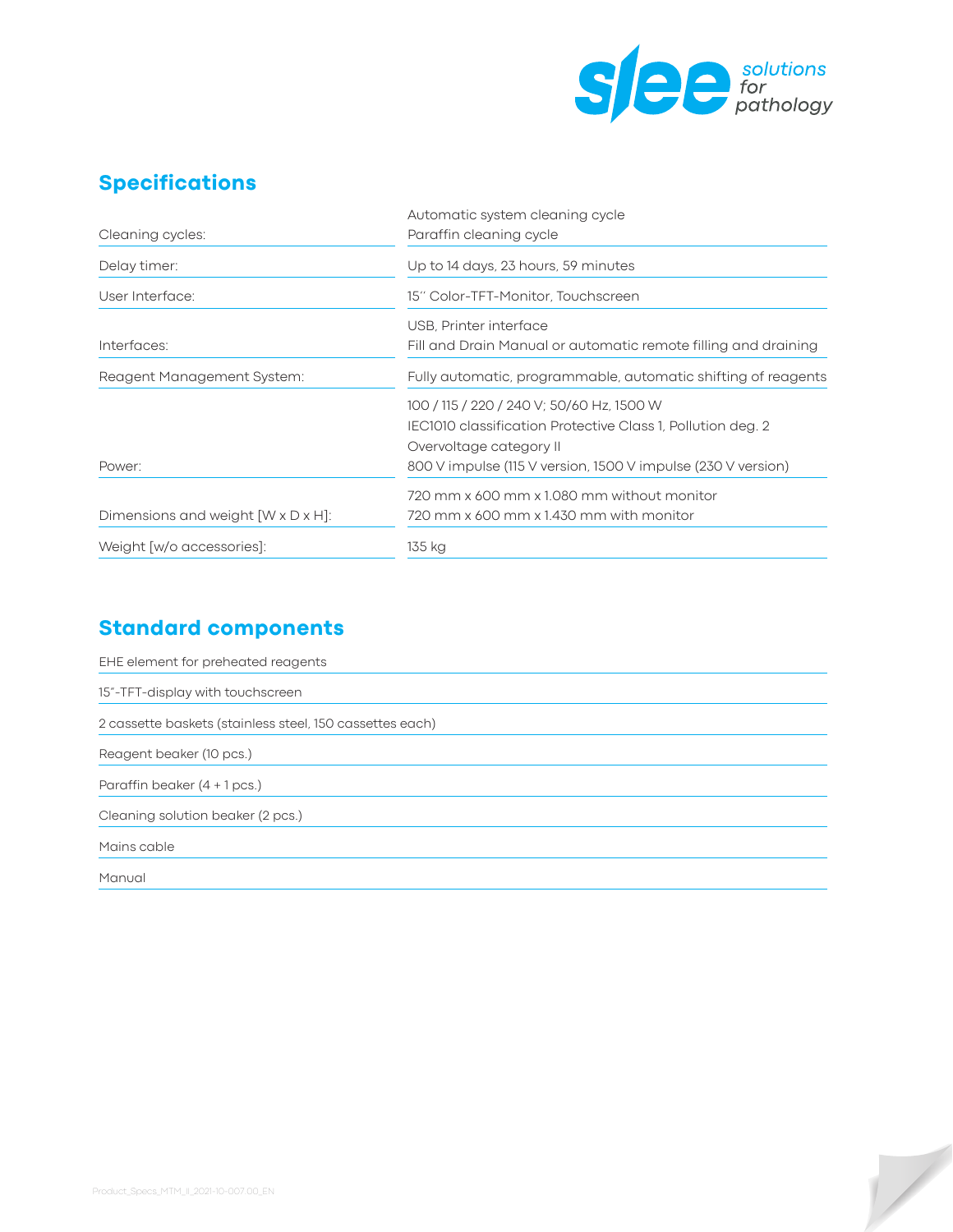## Specifications

| | |
|---|---|
| Cleaning cycles: | Automatic system cleaning cycle<br>Paraffin cleaning cycle |
| Delay timer: | Up to 14 days, 23 hours, 59 minutes |
| User Interface: | 15'' Color-TFT-Monitor, Touchscreen |
| Interfaces: | USB, Printer interface<br>Fill and Drain Manual or automatic remote filling and draining |
| Reagent Management System: | Fully automatic, programmable, automatic shifting of reagents |
| Power: | 100 / 115 / 220 / 240 V; 50/60 Hz, 1500 W<br>IEC1010 classification Protective Class 1, Pollution deg. 2<br>Overvoltage category II<br>800 V impulse (115 V version, 1500 V impulse (230 V version) |
| Dimensions and weight [W x D x H]: | 720 mm x 600 mm x 1.080 mm without monitor<br>720 mm x 600 mm x 1.430 mm with monitor |
| Weight [w/o accessories]: | 135 kg |

## Standard components

- EHE element for preheated reagents
- 15"-TFT-display with touchscreen
- 2 cassette baskets (stainless steel, 150 cassettes each)
- Reagent beaker (10 pcs.)
- Paraffin beaker (4 + 1 pcs.)
- Cleaning solution beaker (2 pcs.)
- Mains cable
- Manual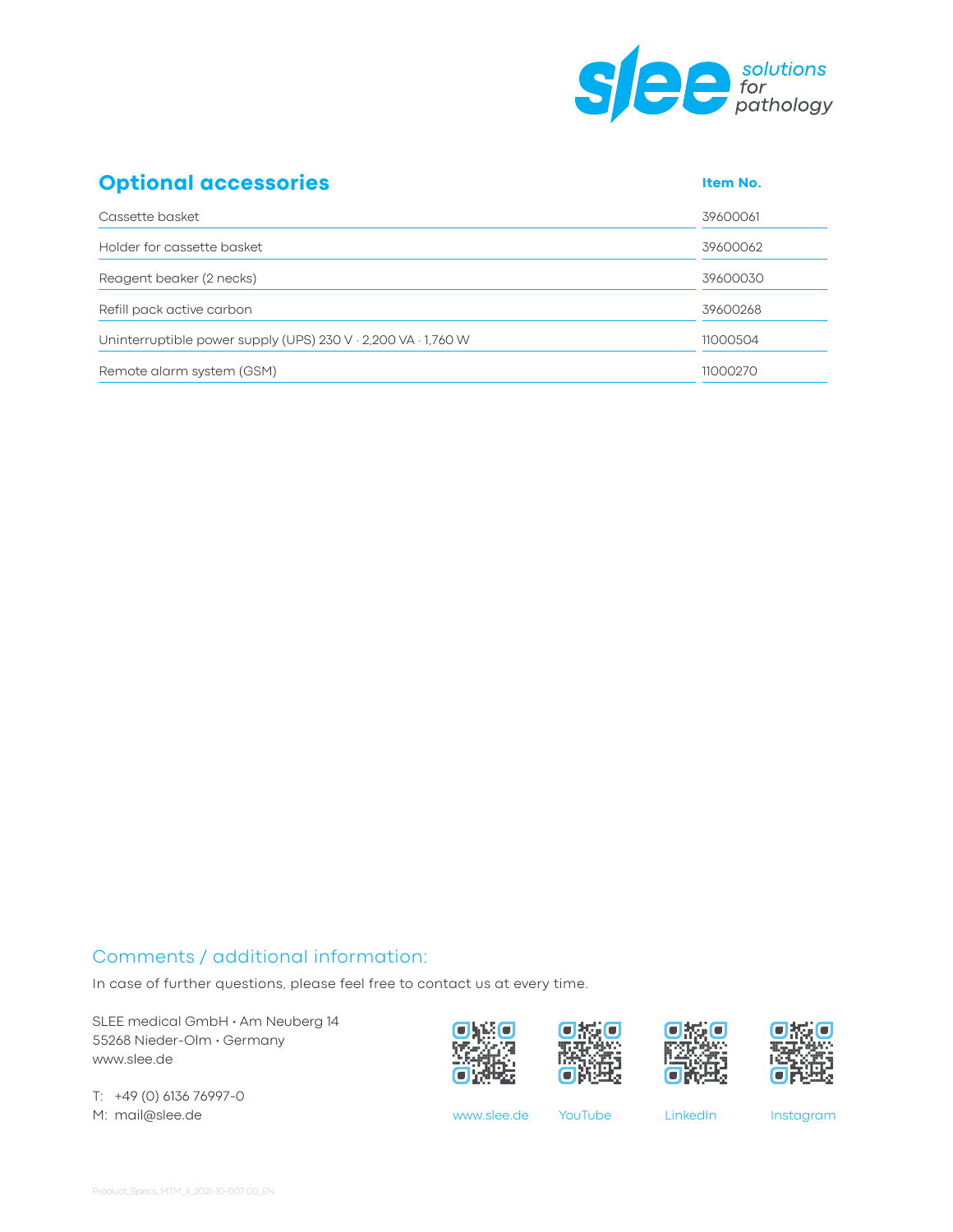## Optional accessories

| | Item No. |
|---|---|
| Cassette basket | 39600061 |
| Holder for cassette basket | 39600062 |
| Reagent beaker (2 necks) | 39600030 |
| Refill pack active carbon | 39600268 |
| Uninterruptible power supply (UPS) 230 V · 2,200 VA · 1,760 W | 11000504 |
| Remote alarm system (GSM) | 11000270 |

## Comments / additional information:

In case of further questions, please feel free to contact us at every time.

SLEE medical GmbH • Am Neuberg 14
55268 Nieder-Olm • Germany
www.slee.de

T: +49 (0) 6136 76997-0
M: mail@slee.de

www.slee.de YouTube LinkedIn Instagram

Product_Specs_MTM_II_2021-10-007.00_EN